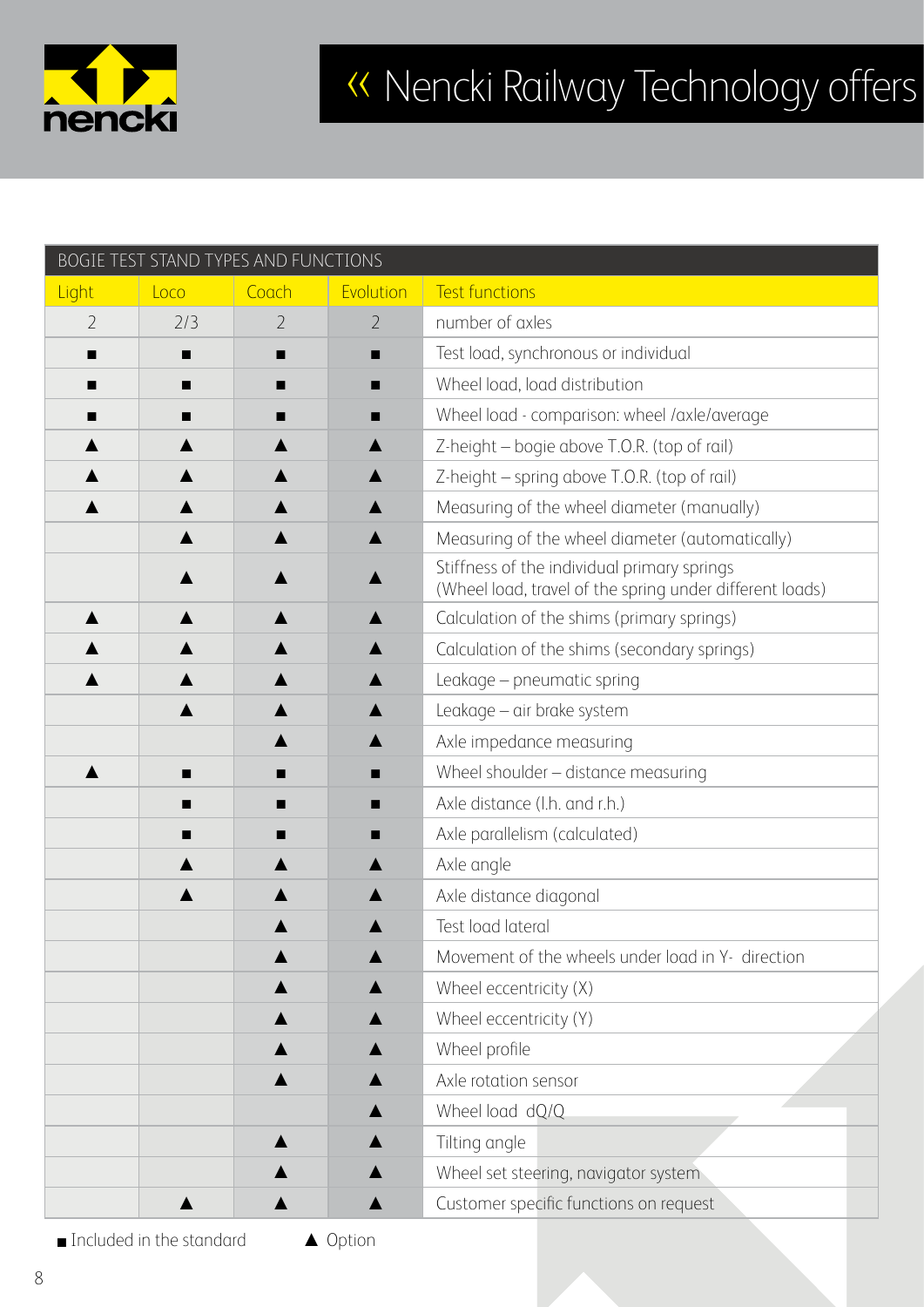# « Nencki Railway Technology offers

| BOGIE TEST STAND TYPES AND FUNCTIONS | | | | |
|---|---|---|---|---|
| Light | Loco | Coach | Evolution | Test functions |
| 2 | 2/3 | 2 | 2 | number of axles |
| ■ | ■ | ■ | ■ | Test load, synchronous or individual |
| ■ | ■ | ■ | ■ | Wheel load, load distribution |
| ■ | ■ | ■ | ■ | Wheel load - comparison: wheel /axle/average |
| ▲ | ▲ | ▲ | ▲ | Z-height – bogie above T.O.R. (top of rail) |
| ▲ | ▲ | ▲ | ▲ | Z-height – spring above T.O.R. (top of rail) |
| ▲ | ▲ | ▲ | ▲ | Measuring of the wheel diameter (manually) |
| | ▲ | ▲ | ▲ | Measuring of the wheel diameter (automatically) |
| | ▲ | ▲ | ▲ | Stiffness of the individual primary springs (Wheel load, travel of the spring under different loads) |
| ▲ | ▲ | ▲ | ▲ | Calculation of the shims (primary springs) |
| ▲ | ▲ | ▲ | ▲ | Calculation of the shims (secondary springs) |
| ▲ | ▲ | ▲ | ▲ | Leakage – pneumatic spring |
| | ▲ | ▲ | ▲ | Leakage – air brake system |
| | | ▲ | ▲ | Axle impedance measuring |
| ▲ | ■ | ■ | ■ | Wheel shoulder – distance measuring |
| | ■ | ■ | ■ | Axle distance (l.h. and r.h.) |
| | ■ | ■ | ■ | Axle parallelism (calculated) |
| | ▲ | ▲ | ▲ | Axle angle |
| | ▲ | ▲ | ▲ | Axle distance diagonal |
| | | ▲ | ▲ | Test load lateral |
| | | ▲ | ▲ | Movement of the wheels under load in Y- direction |
| | | ▲ | ▲ | Wheel eccentricity (X) |
| | | ▲ | ▲ | Wheel eccentricity (Y) |
| | | ▲ | ▲ | Wheel profile |
| | | ▲ | ▲ | Axle rotation sensor |
| | | | ▲ | Wheel load dQ/Q |
| | | ▲ | ▲ | Tilting angle |
| | | ▲ | ▲ | Wheel set steering, navigator system |
| | ▲ | ▲ | ▲ | Customer specific functions on request |

■ Included in the standard ▲ Option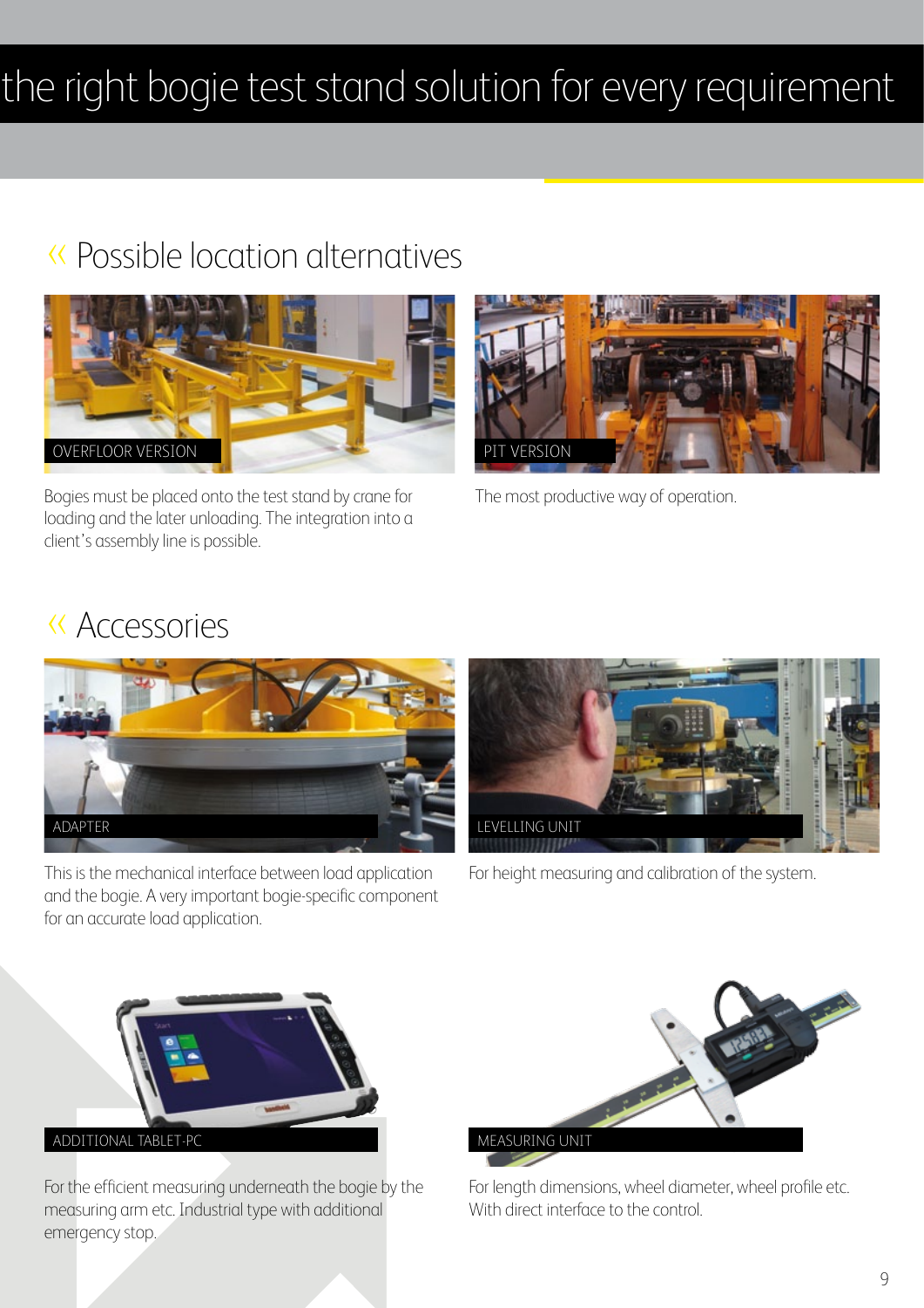# the right bogie test stand solution for every requirement

## Possible location alternatives

OVERFLOOR VERSION

Bogies must be placed onto the test stand by crane for loading and the later unloading. The integration into a client's assembly line is possible.

PIT VERSION

The most productive way of operation.

## Accessories

ADAPTER

This is the mechanical interface between load application and the bogie. A very important bogie-specific component for an accurate load application.

LEVELLING UNIT

For height measuring and calibration of the system.

ADDITIONAL TABLET-PC

For the efficient measuring underneath the bogie by the measuring arm etc. Industrial type with additional emergency stop.

MEASURING UNIT

For length dimensions, wheel diameter, wheel profile etc. With direct interface to the control.